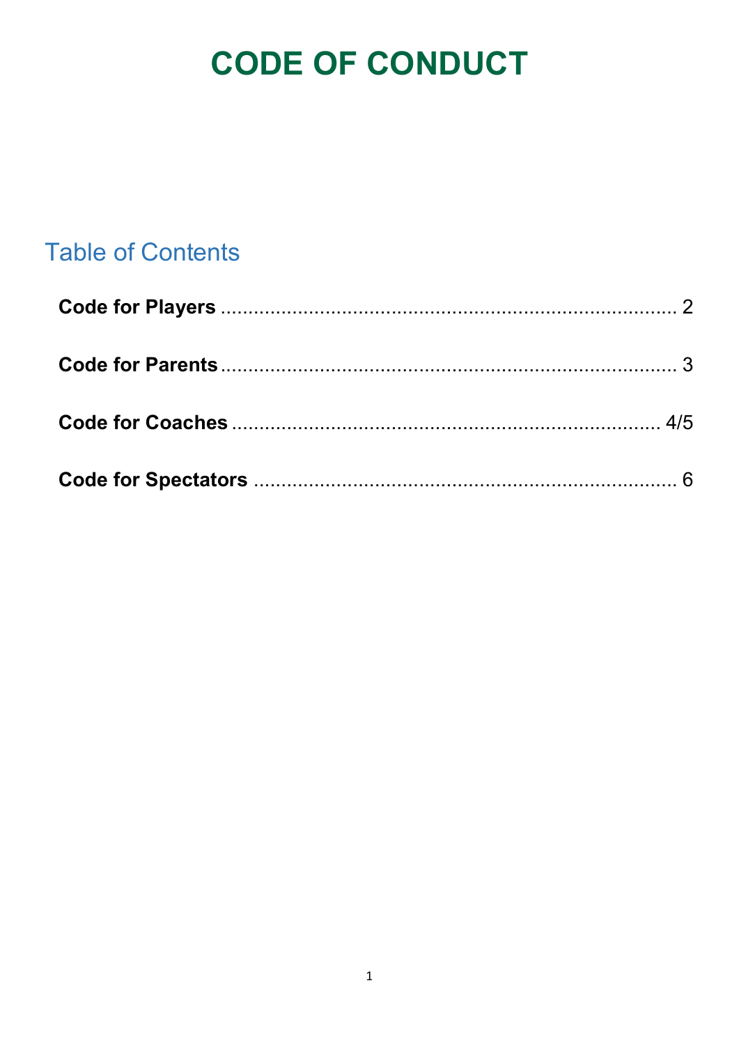# CODE OF CONDUCT

## Table of Contents

**Code for Players** .......................................................................... 2

**Code for Parents** .......................................................................... 3

**Code for Coaches** .......................................................................... 4/5

**Code for Spectators** .......................................................................... 6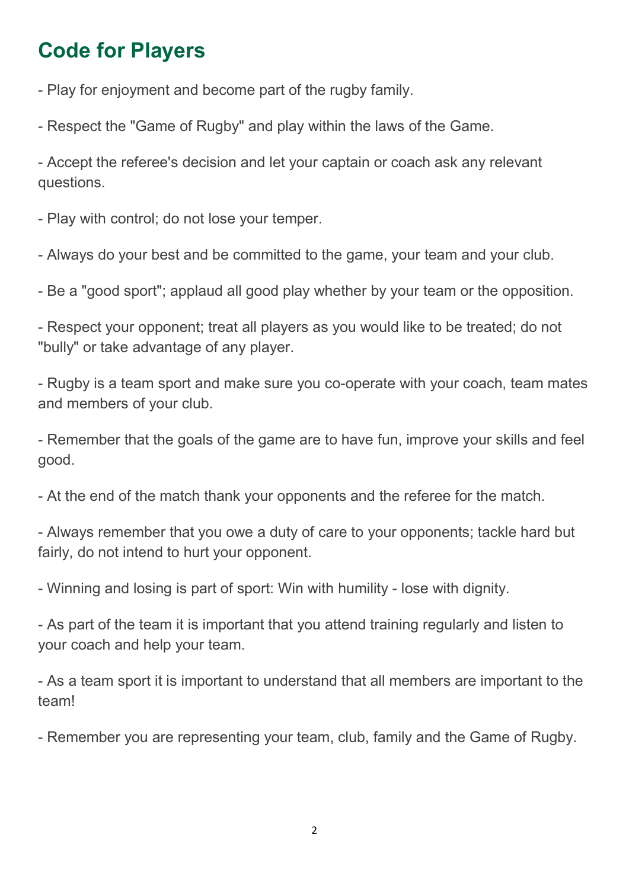# Code for Players

- Play for enjoyment and become part of the rugby family.

- Respect the "Game of Rugby" and play within the laws of the Game.

- Accept the referee's decision and let your captain or coach ask any relevant questions.

- Play with control; do not lose your temper.

- Always do your best and be committed to the game, your team and your club.

- Be a "good sport"; applaud all good play whether by your team or the opposition.

- Respect your opponent; treat all players as you would like to be treated; do not "bully" or take advantage of any player.

- Rugby is a team sport and make sure you co-operate with your coach, team mates and members of your club.

- Remember that the goals of the game are to have fun, improve your skills and feel good.

- At the end of the match thank your opponents and the referee for the match.

- Always remember that you owe a duty of care to your opponents; tackle hard but fairly, do not intend to hurt your opponent.

- Winning and losing is part of sport: Win with humility - lose with dignity.

- As part of the team it is important that you attend training regularly and listen to your coach and help your team.

- As a team sport it is important to understand that all members are important to the team!

- Remember you are representing your team, club, family and the Game of Rugby.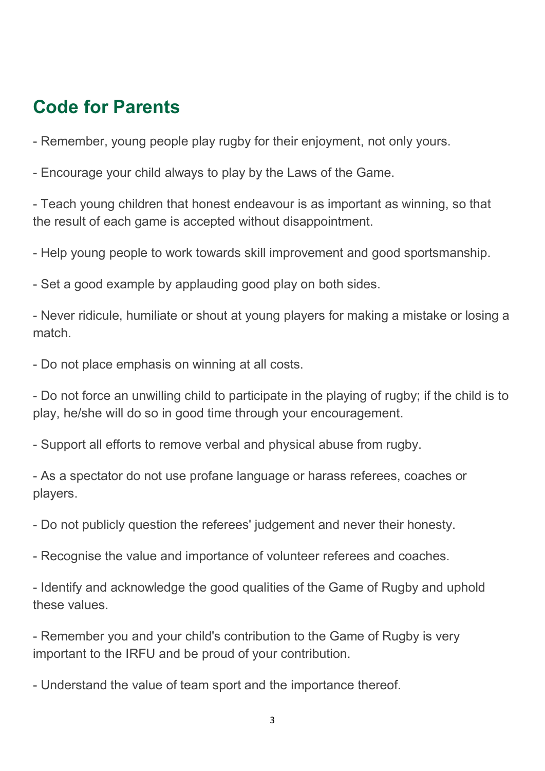## Code for Parents

- Remember, young people play rugby for their enjoyment, not only yours.

- Encourage your child always to play by the Laws of the Game.

- Teach young children that honest endeavour is as important as winning, so that the result of each game is accepted without disappointment.

- Help young people to work towards skill improvement and good sportsmanship.

- Set a good example by applauding good play on both sides.

- Never ridicule, humiliate or shout at young players for making a mistake or losing a match.

- Do not place emphasis on winning at all costs.

- Do not force an unwilling child to participate in the playing of rugby; if the child is to play, he/she will do so in good time through your encouragement.

- Support all efforts to remove verbal and physical abuse from rugby.

- As a spectator do not use profane language or harass referees, coaches or players.

- Do not publicly question the referees' judgement and never their honesty.

- Recognise the value and importance of volunteer referees and coaches.

- Identify and acknowledge the good qualities of the Game of Rugby and uphold these values.

- Remember you and your child's contribution to the Game of Rugby is very important to the IRFU and be proud of your contribution.

- Understand the value of team sport and the importance thereof.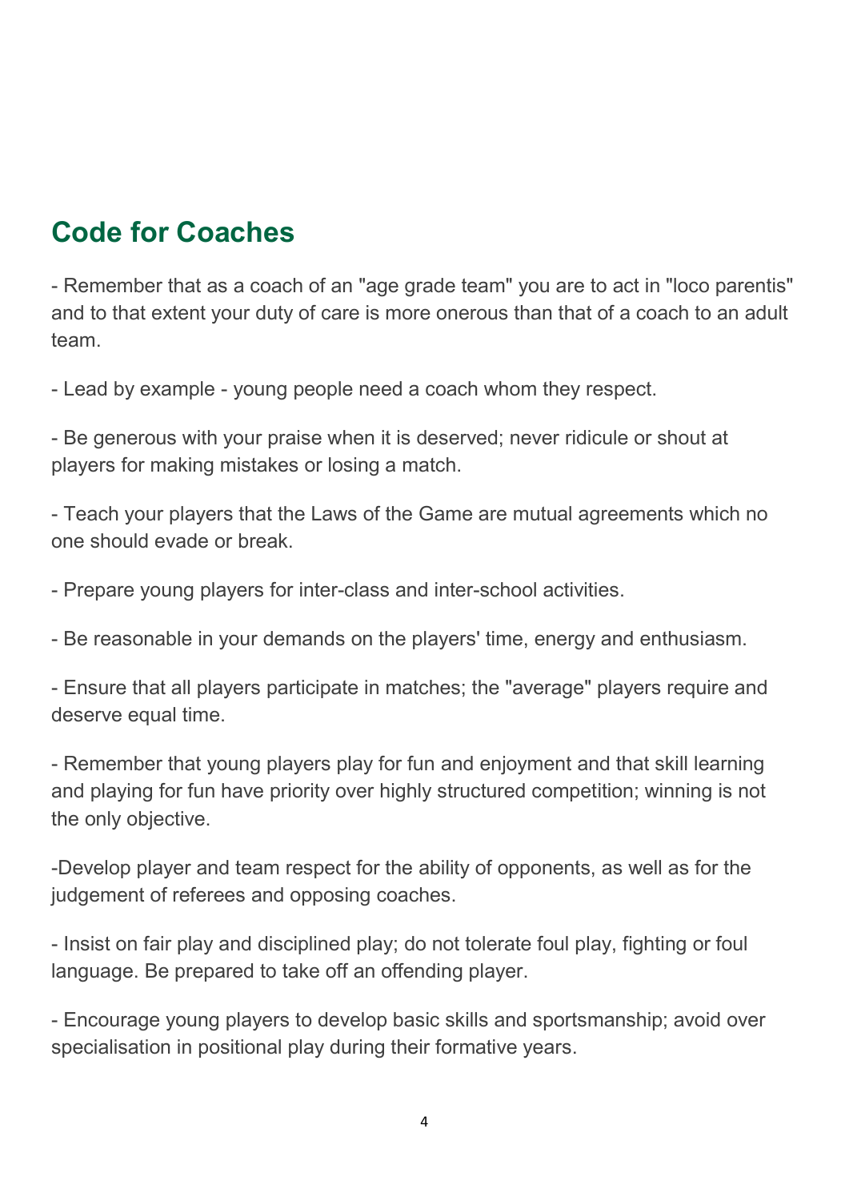## Code for Coaches

- Remember that as a coach of an "age grade team" you are to act in "loco parentis" and to that extent your duty of care is more onerous than that of a coach to an adult team.

- Lead by example - young people need a coach whom they respect.

- Be generous with your praise when it is deserved; never ridicule or shout at players for making mistakes or losing a match.

- Teach your players that the Laws of the Game are mutual agreements which no one should evade or break.

- Prepare young players for inter-class and inter-school activities.

- Be reasonable in your demands on the players' time, energy and enthusiasm.

- Ensure that all players participate in matches; the "average" players require and deserve equal time.

- Remember that young players play for fun and enjoyment and that skill learning and playing for fun have priority over highly structured competition; winning is not the only objective.

-Develop player and team respect for the ability of opponents, as well as for the judgement of referees and opposing coaches.

- Insist on fair play and disciplined play; do not tolerate foul play, fighting or foul language. Be prepared to take off an offending player.

- Encourage young players to develop basic skills and sportsmanship; avoid over specialisation in positional play during their formative years.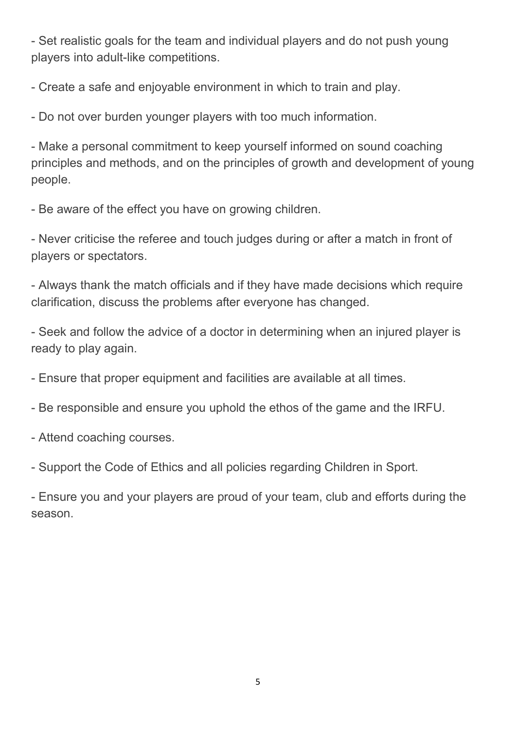- Set realistic goals for the team and individual players and do not push young players into adult-like competitions.

- Create a safe and enjoyable environment in which to train and play.

- Do not over burden younger players with too much information.

- Make a personal commitment to keep yourself informed on sound coaching principles and methods, and on the principles of growth and development of young people.

- Be aware of the effect you have on growing children.

- Never criticise the referee and touch judges during or after a match in front of players or spectators.

- Always thank the match officials and if they have made decisions which require clarification, discuss the problems after everyone has changed.

- Seek and follow the advice of a doctor in determining when an injured player is ready to play again.

- Ensure that proper equipment and facilities are available at all times.

- Be responsible and ensure you uphold the ethos of the game and the IRFU.

- Attend coaching courses.

- Support the Code of Ethics and all policies regarding Children in Sport.

- Ensure you and your players are proud of your team, club and efforts during the season.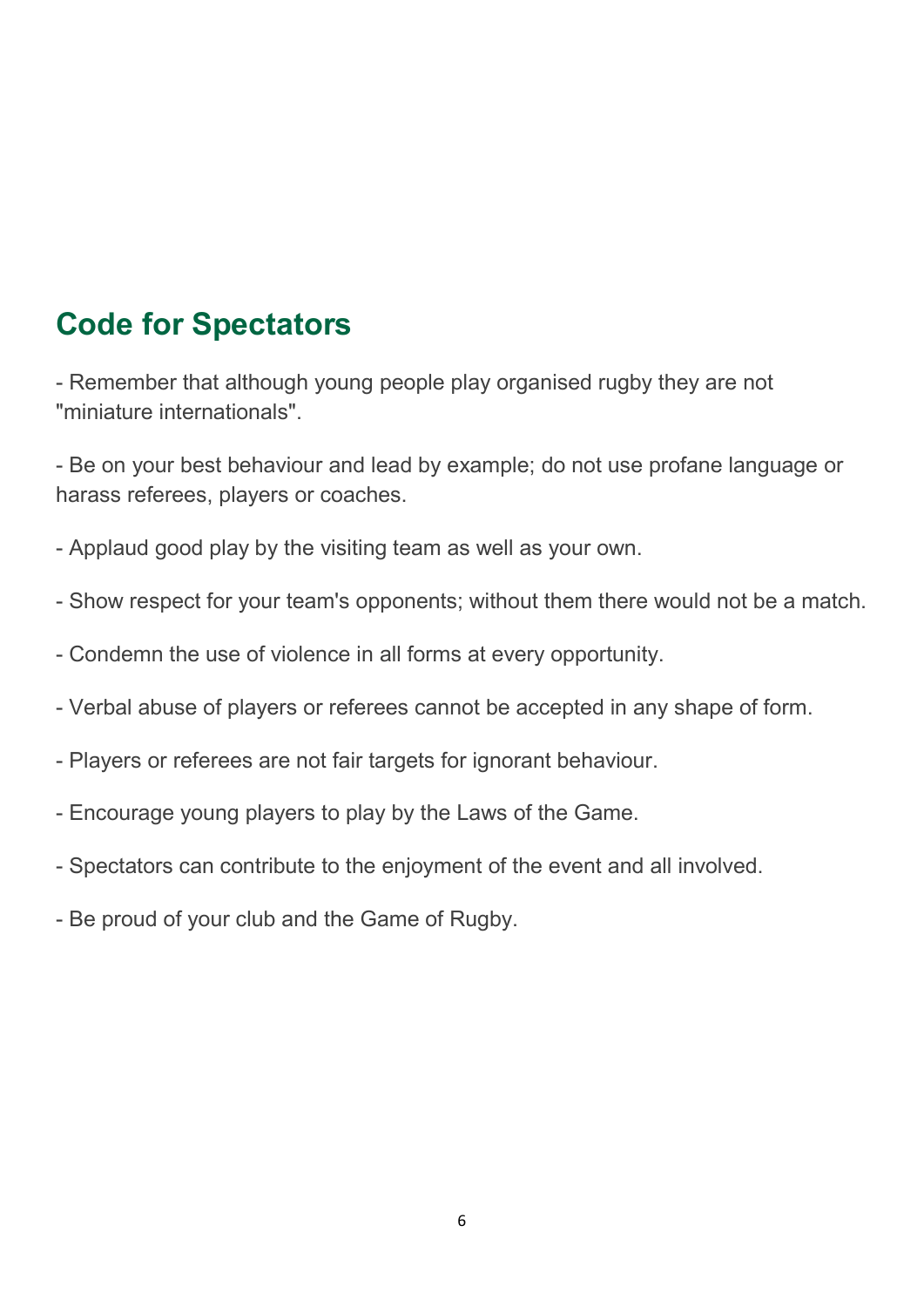## Code for Spectators

- Remember that although young people play organised rugby they are not "miniature internationals".

- Be on your best behaviour and lead by example; do not use profane language or harass referees, players or coaches.

- Applaud good play by the visiting team as well as your own.

- Show respect for your team's opponents; without them there would not be a match.

- Condemn the use of violence in all forms at every opportunity.

- Verbal abuse of players or referees cannot be accepted in any shape of form.

- Players or referees are not fair targets for ignorant behaviour.

- Encourage young players to play by the Laws of the Game.

- Spectators can contribute to the enjoyment of the event and all involved.

- Be proud of your club and the Game of Rugby.